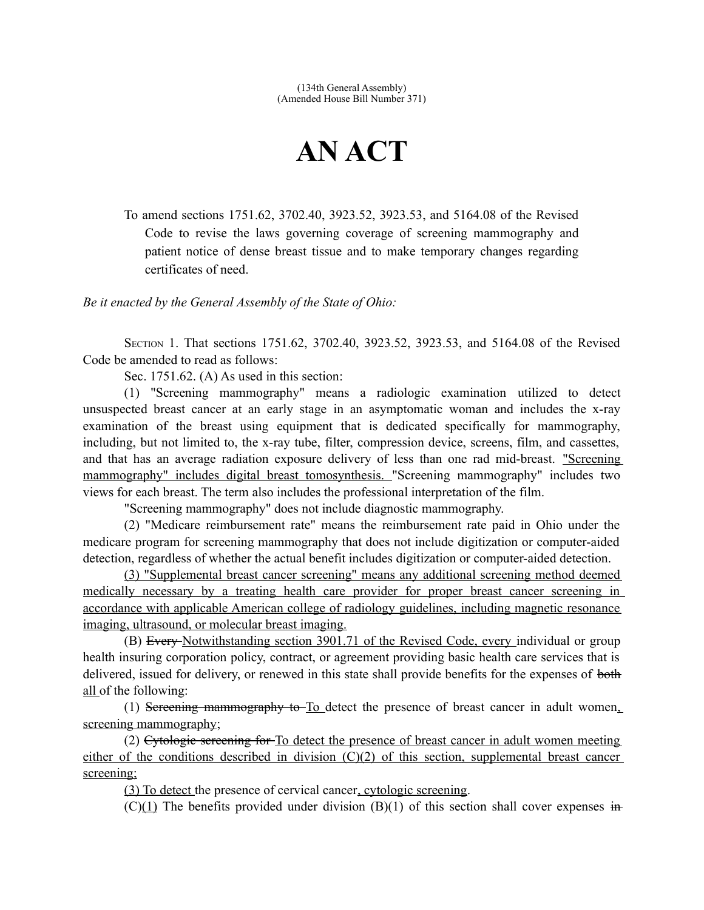(134th General Assembly)
(Amended House Bill Number 371)

# AN ACT

To amend sections 1751.62, 3702.40, 3923.52, 3923.53, and 5164.08 of the Revised Code to revise the laws governing coverage of screening mammography and patient notice of dense breast tissue and to make temporary changes regarding certificates of need.

*Be it enacted by the General Assembly of the State of Ohio:*

SECTION 1. That sections 1751.62, 3702.40, 3923.52, 3923.53, and 5164.08 of the Revised Code be amended to read as follows:

Sec. 1751.62. (A) As used in this section:

(1) "Screening mammography" means a radiologic examination utilized to detect unsuspected breast cancer at an early stage in an asymptomatic woman and includes the x-ray examination of the breast using equipment that is dedicated specifically for mammography, including, but not limited to, the x-ray tube, filter, compression device, screens, film, and cassettes, and that has an average radiation exposure delivery of less than one rad mid-breast. "Screening mammography" includes digital breast tomosynthesis. "Screening mammography" includes two views for each breast. The term also includes the professional interpretation of the film.

"Screening mammography" does not include diagnostic mammography.

(2) "Medicare reimbursement rate" means the reimbursement rate paid in Ohio under the medicare program for screening mammography that does not include digitization or computer-aided detection, regardless of whether the actual benefit includes digitization or computer-aided detection.

(3) "Supplemental breast cancer screening" means any additional screening method deemed medically necessary by a treating health care provider for proper breast cancer screening in accordance with applicable American college of radiology guidelines, including magnetic resonance imaging, ultrasound, or molecular breast imaging.

(B) ~~Every~~ Notwithstanding section 3901.71 of the Revised Code, every individual or group health insuring corporation policy, contract, or agreement providing basic health care services that is delivered, issued for delivery, or renewed in this state shall provide benefits for the expenses of ~~both~~ all of the following:

(1) ~~Screening mammography to~~ To detect the presence of breast cancer in adult women, screening mammography;

(2) ~~Cytologic screening for~~ To detect the presence of breast cancer in adult women meeting either of the conditions described in division (C)(2) of this section, supplemental breast cancer screening;

(3) To detect the presence of cervical cancer, cytologic screening.

(C)(1) The benefits provided under division (B)(1) of this section shall cover expenses ~~in~~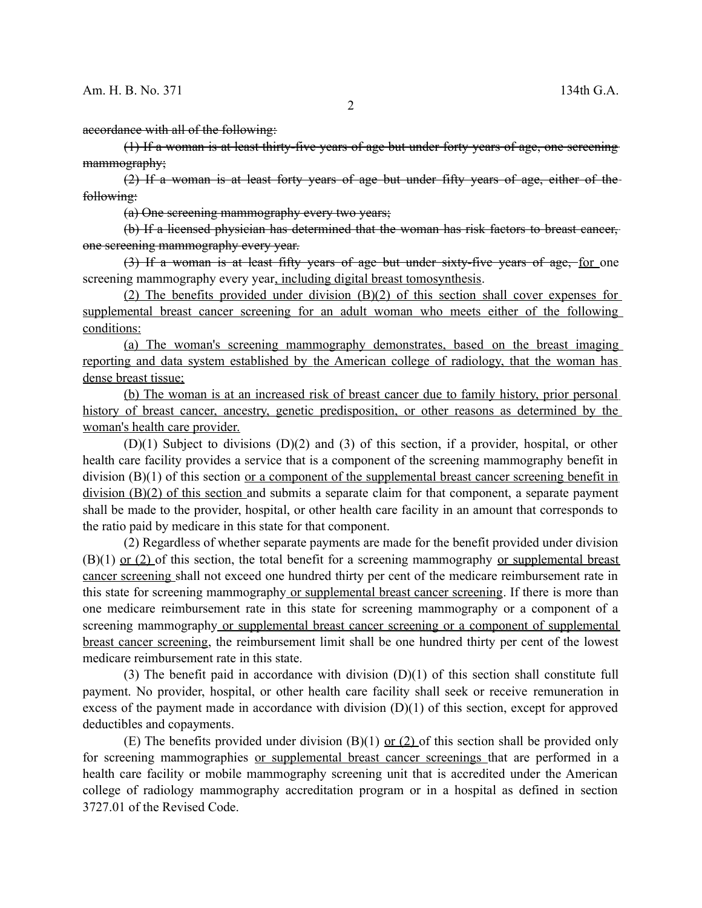~~accordance with all of the following:~~

~~(1) If a woman is at least thirty-five years of age but under forty years of age, one screening mammography;~~

~~(2) If a woman is at least forty years of age but under fifty years of age, either of the following:~~

~~(a) One screening mammography every two years;~~

~~(b) If a licensed physician has determined that the woman has risk factors to breast cancer, one screening mammography every year.~~

~~(3) If a woman is at least fifty years of age but under sixty-five years of age,~~ <u>for</u> one screening mammography every year<u>, including digital breast tomosynthesis</u>.

<u>(2) The benefits provided under division (B)(2) of this section shall cover expenses for supplemental breast cancer screening for an adult woman who meets either of the following conditions:</u>

<u>(a) The woman's screening mammography demonstrates, based on the breast imaging reporting and data system established by the American college of radiology, that the woman has dense breast tissue;</u>

<u>(b) The woman is at an increased risk of breast cancer due to family history, prior personal history of breast cancer, ancestry, genetic predisposition, or other reasons as determined by the woman's health care provider.</u>

(D)(1) Subject to divisions (D)(2) and (3) of this section, if a provider, hospital, or other health care facility provides a service that is a component of the screening mammography benefit in division (B)(1) of this section <u>or a component of the supplemental breast cancer screening benefit in division (B)(2) of this section</u> and submits a separate claim for that component, a separate payment shall be made to the provider, hospital, or other health care facility in an amount that corresponds to the ratio paid by medicare in this state for that component.

(2) Regardless of whether separate payments are made for the benefit provided under division (B)(1) <u>or (2)</u> of this section, the total benefit for a screening mammography <u>or supplemental breast cancer screening</u> shall not exceed one hundred thirty per cent of the medicare reimbursement rate in this state for screening mammography <u>or supplemental breast cancer screening</u>. If there is more than one medicare reimbursement rate in this state for screening mammography or a component of a screening mammography <u>or supplemental breast cancer screening or a component of supplemental breast cancer screening</u>, the reimbursement limit shall be one hundred thirty per cent of the lowest medicare reimbursement rate in this state.

(3) The benefit paid in accordance with division (D)(1) of this section shall constitute full payment. No provider, hospital, or other health care facility shall seek or receive remuneration in excess of the payment made in accordance with division (D)(1) of this section, except for approved deductibles and copayments.

(E) The benefits provided under division (B)(1) <u>or (2)</u> of this section shall be provided only for screening mammographies <u>or supplemental breast cancer screenings</u> that are performed in a health care facility or mobile mammography screening unit that is accredited under the American college of radiology mammography accreditation program or in a hospital as defined in section 3727.01 of the Revised Code.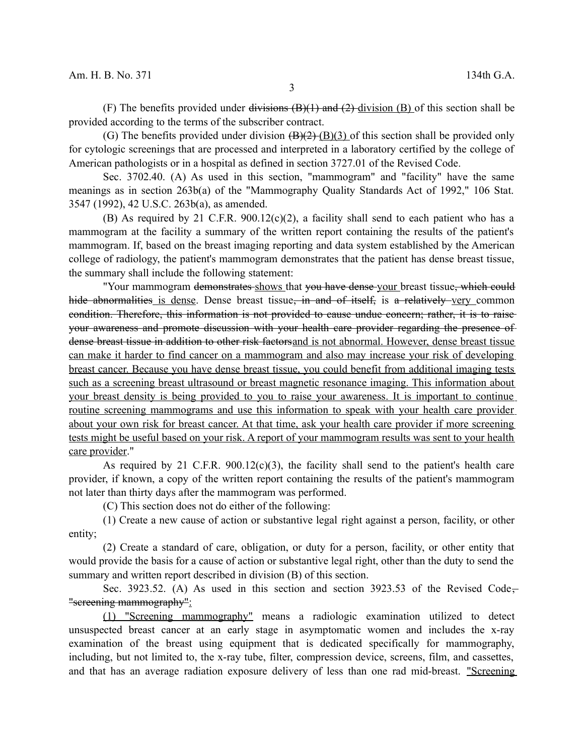(F) The benefits provided under ~~divisions (B)(1) and (2)~~ <u>division (B)</u> of this section shall be provided according to the terms of the subscriber contract.

(G) The benefits provided under division ~~(B)(2)~~ <u>(B)(3)</u> of this section shall be provided only for cytologic screenings that are processed and interpreted in a laboratory certified by the college of American pathologists or in a hospital as defined in section 3727.01 of the Revised Code.

Sec. 3702.40. (A) As used in this section, "mammogram" and "facility" have the same meanings as in section 263b(a) of the "Mammography Quality Standards Act of 1992," 106 Stat. 3547 (1992), 42 U.S.C. 263b(a), as amended.

(B) As required by 21 C.F.R. 900.12(c)(2), a facility shall send to each patient who has a mammogram at the facility a summary of the written report containing the results of the patient's mammogram. If, based on the breast imaging reporting and data system established by the American college of radiology, the patient's mammogram demonstrates that the patient has dense breast tissue, the summary shall include the following statement:

"Your mammogram ~~demonstrates~~ <u>shows</u> that ~~you have dense~~ <u>your</u> breast tissue~~, which could hide abnormalities~~ <u>is dense</u>. Dense breast tissue~~, in and of itself,~~ is ~~a relatively~~ <u>very</u> common ~~condition. Therefore, this information is not provided to cause undue concern; rather, it is to raise your awareness and promote discussion with your health care provider regarding the presence of dense breast tissue in addition to other risk factors~~<u>and is not abnormal. However, dense breast tissue can make it harder to find cancer on a mammogram and also may increase your risk of developing breast cancer. Because you have dense breast tissue, you could benefit from additional imaging tests such as a screening breast ultrasound or breast magnetic resonance imaging. This information about your breast density is being provided to you to raise your awareness. It is important to continue routine screening mammograms and use this information to speak with your health care provider about your own risk for breast cancer. At that time, ask your health care provider if more screening tests might be useful based on your risk. A report of your mammogram results was sent to your health care provider</u>."

As required by 21 C.F.R. 900.12(c)(3), the facility shall send to the patient's health care provider, if known, a copy of the written report containing the results of the patient's mammogram not later than thirty days after the mammogram was performed.

(C) This section does not do either of the following:

(1) Create a new cause of action or substantive legal right against a person, facility, or other entity;

(2) Create a standard of care, obligation, or duty for a person, facility, or other entity that would provide the basis for a cause of action or substantive legal right, other than the duty to send the summary and written report described in division (B) of this section.

Sec. 3923.52. (A) As used in this section and section 3923.53 of the Revised Code~~, "screening mammography"~~<u>:</u>

<u>(1) "Screening mammography"</u> means a radiologic examination utilized to detect unsuspected breast cancer at an early stage in asymptomatic women and includes the x-ray examination of the breast using equipment that is dedicated specifically for mammography, including, but not limited to, the x-ray tube, filter, compression device, screens, film, and cassettes, and that has an average radiation exposure delivery of less than one rad mid-breast. <u>"Screening</u>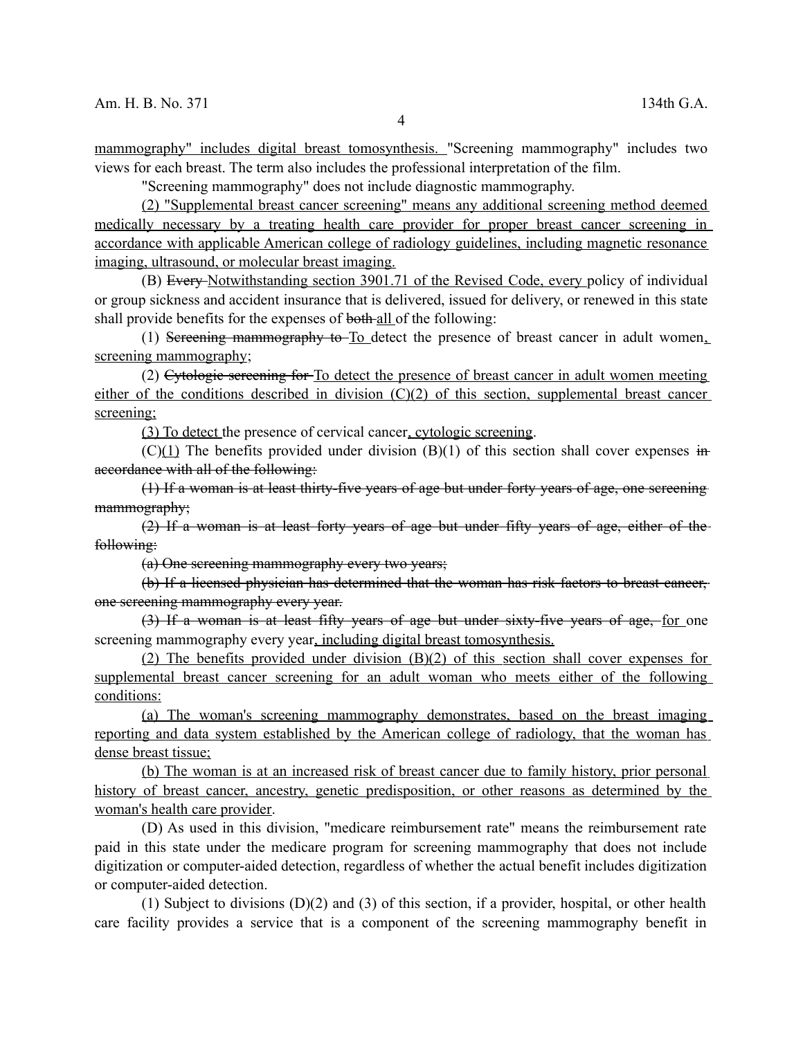mammography" includes digital breast tomosynthesis. "Screening mammography" includes two views for each breast. The term also includes the professional interpretation of the film.

"Screening mammography" does not include diagnostic mammography.

(2) "Supplemental breast cancer screening" means any additional screening method deemed medically necessary by a treating health care provider for proper breast cancer screening in accordance with applicable American college of radiology guidelines, including magnetic resonance imaging, ultrasound, or molecular breast imaging.

(B) ~~Every~~ Notwithstanding section 3901.71 of the Revised Code, every policy of individual or group sickness and accident insurance that is delivered, issued for delivery, or renewed in this state shall provide benefits for the expenses of ~~both~~ all of the following:

(1) ~~Screening mammography to~~ To detect the presence of breast cancer in adult women, screening mammography;

(2) ~~Cytologic screening for~~ To detect the presence of breast cancer in adult women meeting either of the conditions described in division (C)(2) of this section, supplemental breast cancer screening;

(3) To detect the presence of cervical cancer, cytologic screening.

(C)(1) The benefits provided under division (B)(1) of this section shall cover expenses ~~in accordance with all of the following:~~

~~(1) If a woman is at least thirty-five years of age but under forty years of age, one screening mammography;~~

~~(2) If a woman is at least forty years of age but under fifty years of age, either of the following:~~

~~(a) One screening mammography every two years;~~

~~(b) If a licensed physician has determined that the woman has risk factors to breast cancer, one screening mammography every year.~~

~~(3) If a woman is at least fifty years of age but under sixty-five years of age,~~ for one screening mammography every year, including digital breast tomosynthesis.

(2) The benefits provided under division (B)(2) of this section shall cover expenses for supplemental breast cancer screening for an adult woman who meets either of the following conditions:

(a) The woman's screening mammography demonstrates, based on the breast imaging reporting and data system established by the American college of radiology, that the woman has dense breast tissue;

(b) The woman is at an increased risk of breast cancer due to family history, prior personal history of breast cancer, ancestry, genetic predisposition, or other reasons as determined by the woman's health care provider.

(D) As used in this division, "medicare reimbursement rate" means the reimbursement rate paid in this state under the medicare program for screening mammography that does not include digitization or computer-aided detection, regardless of whether the actual benefit includes digitization or computer-aided detection.

(1) Subject to divisions (D)(2) and (3) of this section, if a provider, hospital, or other health care facility provides a service that is a component of the screening mammography benefit in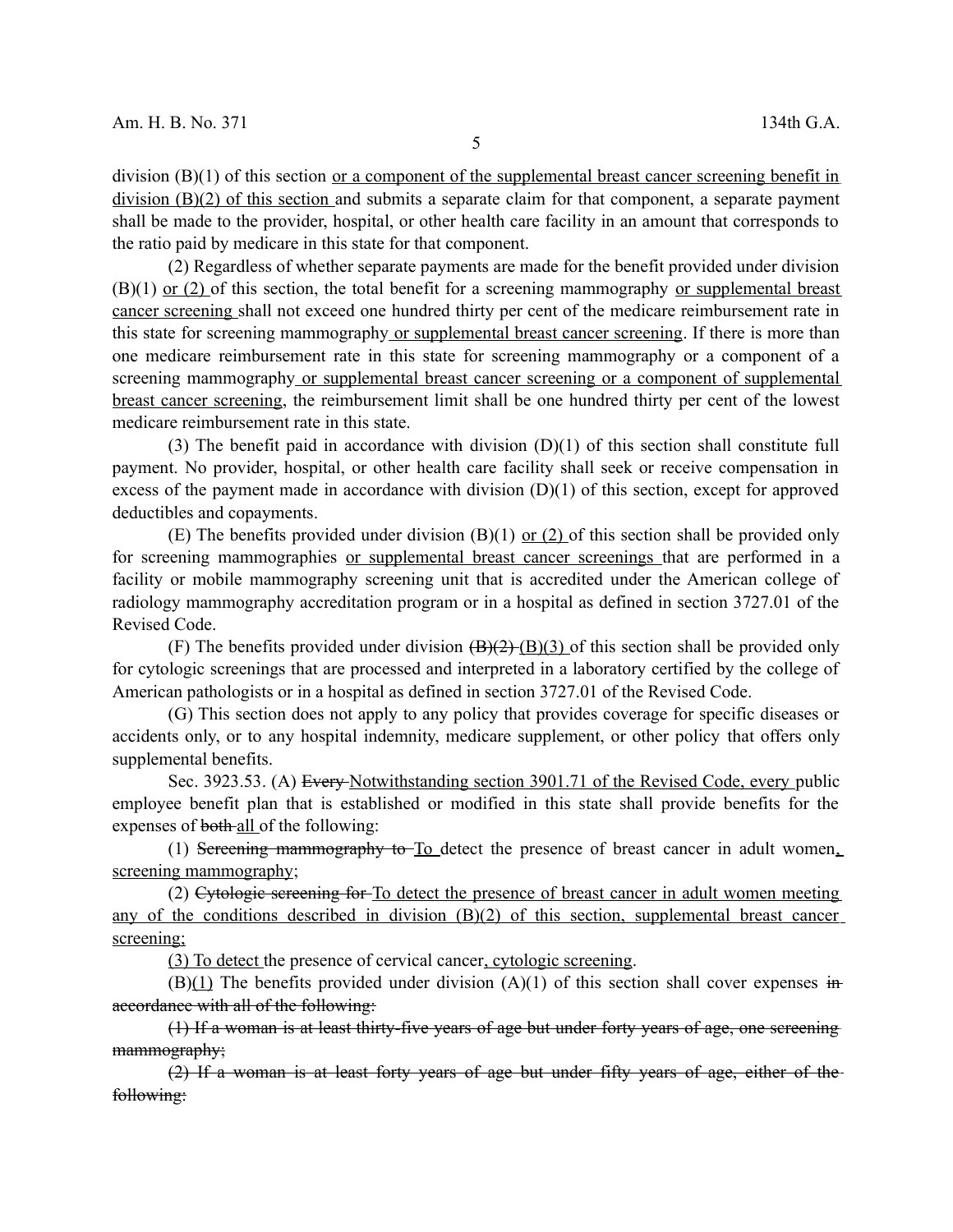division (B)(1) of this section <u>or a component of the supplemental breast cancer screening benefit in division (B)(2) of this section</u> and submits a separate claim for that component, a separate payment shall be made to the provider, hospital, or other health care facility in an amount that corresponds to the ratio paid by medicare in this state for that component.

(2) Regardless of whether separate payments are made for the benefit provided under division (B)(1) <u>or (2)</u> of this section, the total benefit for a screening mammography <u>or supplemental breast cancer screening</u> shall not exceed one hundred thirty per cent of the medicare reimbursement rate in this state for screening mammography<u> or supplemental breast cancer screening</u>. If there is more than one medicare reimbursement rate in this state for screening mammography or a component of a screening mammography<u> or supplemental breast cancer screening or a component of supplemental breast cancer screening</u>, the reimbursement limit shall be one hundred thirty per cent of the lowest medicare reimbursement rate in this state.

(3) The benefit paid in accordance with division (D)(1) of this section shall constitute full payment. No provider, hospital, or other health care facility shall seek or receive compensation in excess of the payment made in accordance with division (D)(1) of this section, except for approved deductibles and copayments.

(E) The benefits provided under division (B)(1) <u>or (2)</u> of this section shall be provided only for screening mammographies <u>or supplemental breast cancer screenings</u> that are performed in a facility or mobile mammography screening unit that is accredited under the American college of radiology mammography accreditation program or in a hospital as defined in section 3727.01 of the Revised Code.

(F) The benefits provided under division ~~(B)(2)~~ <u>(B)(3)</u> of this section shall be provided only for cytologic screenings that are processed and interpreted in a laboratory certified by the college of American pathologists or in a hospital as defined in section 3727.01 of the Revised Code.

(G) This section does not apply to any policy that provides coverage for specific diseases or accidents only, or to any hospital indemnity, medicare supplement, or other policy that offers only supplemental benefits.

Sec. 3923.53. (A) ~~Every~~ <u>Notwithstanding section 3901.71 of the Revised Code, every</u> public employee benefit plan that is established or modified in this state shall provide benefits for the expenses of ~~both~~ <u>all</u> of the following:

(1) ~~Screening mammography to~~ <u>To</u> detect the presence of breast cancer in adult women<u>, screening mammography</u>;

(2) ~~Cytologic screening for~~ <u>To detect the presence of breast cancer in adult women meeting any of the conditions described in division (B)(2) of this section, supplemental breast cancer screening;</u>

<u>(3) To detect</u> the presence of cervical cancer<u>, cytologic screening</u>.

(B)<u>(1)</u> The benefits provided under division (A)(1) of this section shall cover expenses ~~in accordance with all of the following:~~

~~(1) If a woman is at least thirty-five years of age but under forty years of age, one screening mammography;~~

~~(2) If a woman is at least forty years of age but under fifty years of age, either of the following:~~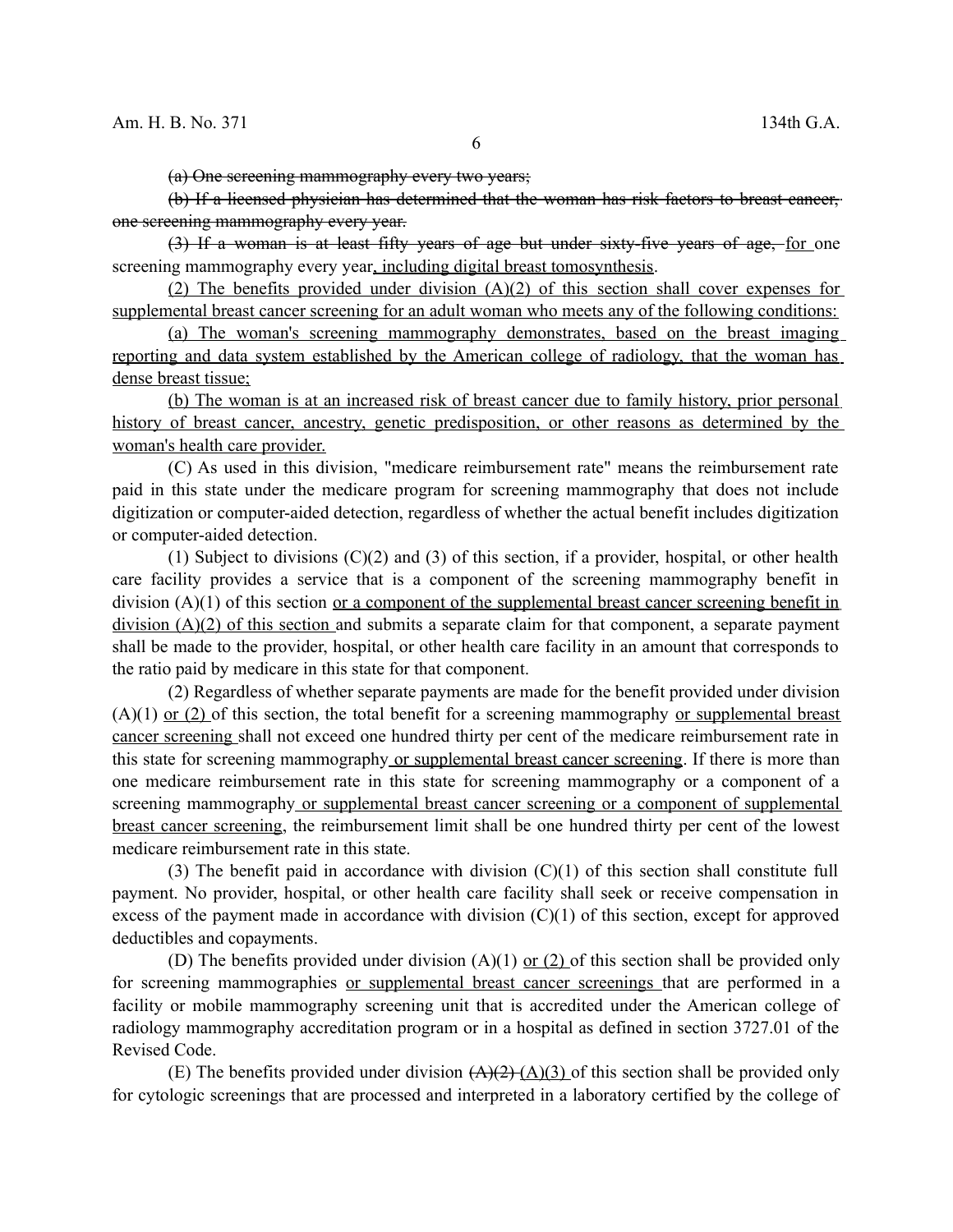~~(a) One screening mammography every two years;~~

~~(b) If a licensed physician has determined that the woman has risk factors to breast cancer, one screening mammography every year.~~

~~(3) If a woman is at least fifty years of age but under sixty-five years of age,~~ <u>for</u> one screening mammography every year<u>, including digital breast tomosynthesis</u>.

<u>(2) The benefits provided under division (A)(2) of this section shall cover expenses for supplemental breast cancer screening for an adult woman who meets any of the following conditions:</u>

<u>(a) The woman's screening mammography demonstrates, based on the breast imaging reporting and data system established by the American college of radiology, that the woman has dense breast tissue;</u>

<u>(b) The woman is at an increased risk of breast cancer due to family history, prior personal history of breast cancer, ancestry, genetic predisposition, or other reasons as determined by the woman's health care provider.</u>

(C) As used in this division, "medicare reimbursement rate" means the reimbursement rate paid in this state under the medicare program for screening mammography that does not include digitization or computer-aided detection, regardless of whether the actual benefit includes digitization or computer-aided detection.

(1) Subject to divisions (C)(2) and (3) of this section, if a provider, hospital, or other health care facility provides a service that is a component of the screening mammography benefit in division (A)(1) of this section <u>or a component of the supplemental breast cancer screening benefit in division (A)(2) of this section</u> and submits a separate claim for that component, a separate payment shall be made to the provider, hospital, or other health care facility in an amount that corresponds to the ratio paid by medicare in this state for that component.

(2) Regardless of whether separate payments are made for the benefit provided under division (A)(1) <u>or (2)</u> of this section, the total benefit for a screening mammography <u>or supplemental breast cancer screening</u> shall not exceed one hundred thirty per cent of the medicare reimbursement rate in this state for screening mammography <u>or supplemental breast cancer screening</u>. If there is more than one medicare reimbursement rate in this state for screening mammography or a component of a screening mammography <u>or supplemental breast cancer screening or a component of supplemental breast cancer screening</u>, the reimbursement limit shall be one hundred thirty per cent of the lowest medicare reimbursement rate in this state.

(3) The benefit paid in accordance with division (C)(1) of this section shall constitute full payment. No provider, hospital, or other health care facility shall seek or receive compensation in excess of the payment made in accordance with division (C)(1) of this section, except for approved deductibles and copayments.

(D) The benefits provided under division (A)(1) <u>or (2)</u> of this section shall be provided only for screening mammographies <u>or supplemental breast cancer screenings</u> that are performed in a facility or mobile mammography screening unit that is accredited under the American college of radiology mammography accreditation program or in a hospital as defined in section 3727.01 of the Revised Code.

(E) The benefits provided under division ~~(A)(2)~~ <u>(A)(3)</u> of this section shall be provided only for cytologic screenings that are processed and interpreted in a laboratory certified by the college of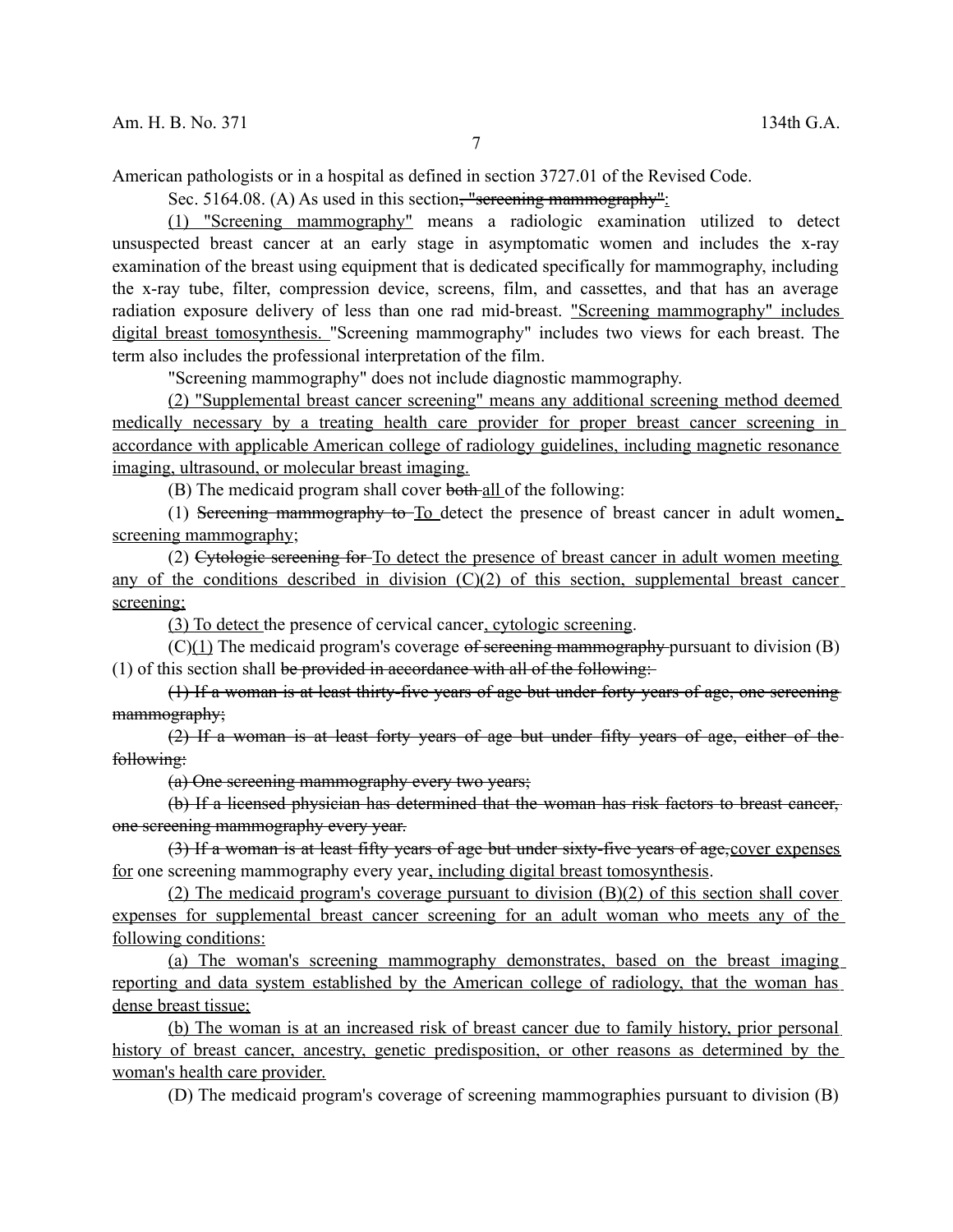American pathologists or in a hospital as defined in section 3727.01 of the Revised Code.

Sec. 5164.08. (A) As used in this section~~, "screening mammography"~~<u>:</u>

<u>(1) "Screening mammography"</u> means a radiologic examination utilized to detect unsuspected breast cancer at an early stage in asymptomatic women and includes the x-ray examination of the breast using equipment that is dedicated specifically for mammography, including the x-ray tube, filter, compression device, screens, film, and cassettes, and that has an average radiation exposure delivery of less than one rad mid-breast. <u>"Screening mammography" includes digital breast tomosynthesis.</u> "Screening mammography" includes two views for each breast. The term also includes the professional interpretation of the film.

"Screening mammography" does not include diagnostic mammography.

<u>(2) "Supplemental breast cancer screening" means any additional screening method deemed medically necessary by a treating health care provider for proper breast cancer screening in accordance with applicable American college of radiology guidelines, including magnetic resonance imaging, ultrasound, or molecular breast imaging.</u>

(B) The medicaid program shall cover ~~both~~ <u>all</u> of the following:

(1) ~~Screening mammography to~~ <u>To</u> detect the presence of breast cancer in adult women<u>, screening mammography</u>;

(2) ~~Cytologic screening for~~ <u>To detect the presence of breast cancer in adult women meeting any of the conditions described in division (C)(2) of this section, supplemental breast cancer screening;</u>

<u>(3) To detect</u> the presence of cervical cancer<u>, cytologic screening</u>.

(C)<u>(1)</u> The medicaid program's coverage ~~of screening mammography~~ pursuant to division (B)(1) of this section shall ~~be provided in accordance with all of the following:~~

~~(1) If a woman is at least thirty-five years of age but under forty years of age, one screening mammography;~~

~~(2) If a woman is at least forty years of age but under fifty years of age, either of the following:~~

~~(a) One screening mammography every two years;~~

~~(b) If a licensed physician has determined that the woman has risk factors to breast cancer, one screening mammography every year.~~

~~(3) If a woman is at least fifty years of age but under sixty-five years of age,~~<u>cover expenses for</u> one screening mammography every year<u>, including digital breast tomosynthesis</u>.

<u>(2) The medicaid program's coverage pursuant to division (B)(2) of this section shall cover expenses for supplemental breast cancer screening for an adult woman who meets any of the following conditions:</u>

<u>(a) The woman's screening mammography demonstrates, based on the breast imaging reporting and data system established by the American college of radiology, that the woman has dense breast tissue;</u>

<u>(b) The woman is at an increased risk of breast cancer due to family history, prior personal history of breast cancer, ancestry, genetic predisposition, or other reasons as determined by the woman's health care provider.</u>

(D) The medicaid program's coverage of screening mammographies pursuant to division (B)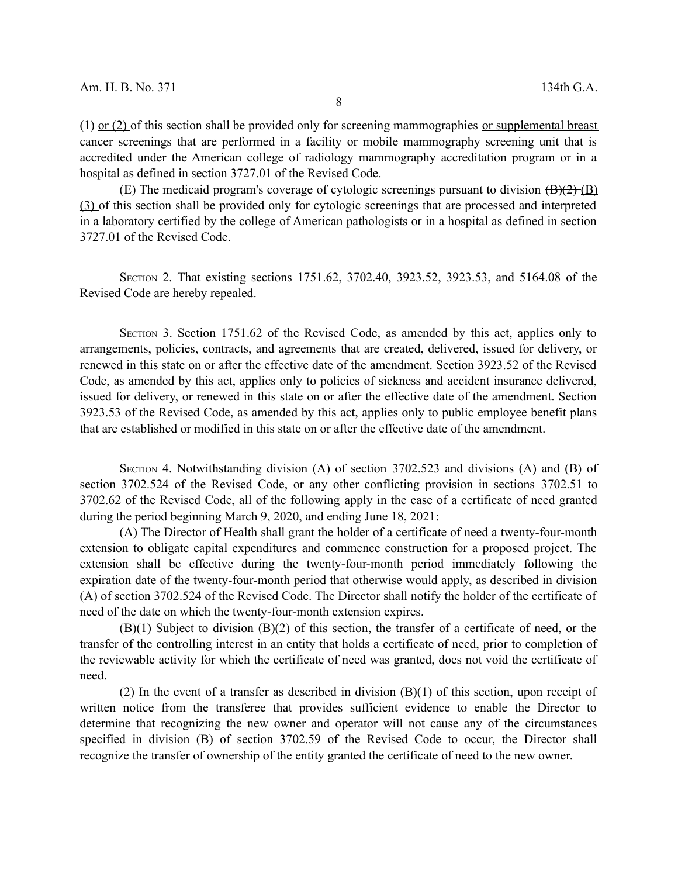(1) or (2) of this section shall be provided only for screening mammographies or supplemental breast cancer screenings that are performed in a facility or mobile mammography screening unit that is accredited under the American college of radiology mammography accreditation program or in a hospital as defined in section 3727.01 of the Revised Code.

(E) The medicaid program's coverage of cytologic screenings pursuant to division ~~(B)(2)~~ (B)(3) of this section shall be provided only for cytologic screenings that are processed and interpreted in a laboratory certified by the college of American pathologists or in a hospital as defined in section 3727.01 of the Revised Code.

SECTION 2. That existing sections 1751.62, 3702.40, 3923.52, 3923.53, and 5164.08 of the Revised Code are hereby repealed.

SECTION 3. Section 1751.62 of the Revised Code, as amended by this act, applies only to arrangements, policies, contracts, and agreements that are created, delivered, issued for delivery, or renewed in this state on or after the effective date of the amendment. Section 3923.52 of the Revised Code, as amended by this act, applies only to policies of sickness and accident insurance delivered, issued for delivery, or renewed in this state on or after the effective date of the amendment. Section 3923.53 of the Revised Code, as amended by this act, applies only to public employee benefit plans that are established or modified in this state on or after the effective date of the amendment.

SECTION 4. Notwithstanding division (A) of section 3702.523 and divisions (A) and (B) of section 3702.524 of the Revised Code, or any other conflicting provision in sections 3702.51 to 3702.62 of the Revised Code, all of the following apply in the case of a certificate of need granted during the period beginning March 9, 2020, and ending June 18, 2021:

(A) The Director of Health shall grant the holder of a certificate of need a twenty-four-month extension to obligate capital expenditures and commence construction for a proposed project. The extension shall be effective during the twenty-four-month period immediately following the expiration date of the twenty-four-month period that otherwise would apply, as described in division (A) of section 3702.524 of the Revised Code. The Director shall notify the holder of the certificate of need of the date on which the twenty-four-month extension expires.

(B)(1) Subject to division (B)(2) of this section, the transfer of a certificate of need, or the transfer of the controlling interest in an entity that holds a certificate of need, prior to completion of the reviewable activity for which the certificate of need was granted, does not void the certificate of need.

(2) In the event of a transfer as described in division (B)(1) of this section, upon receipt of written notice from the transferee that provides sufficient evidence to enable the Director to determine that recognizing the new owner and operator will not cause any of the circumstances specified in division (B) of section 3702.59 of the Revised Code to occur, the Director shall recognize the transfer of ownership of the entity granted the certificate of need to the new owner.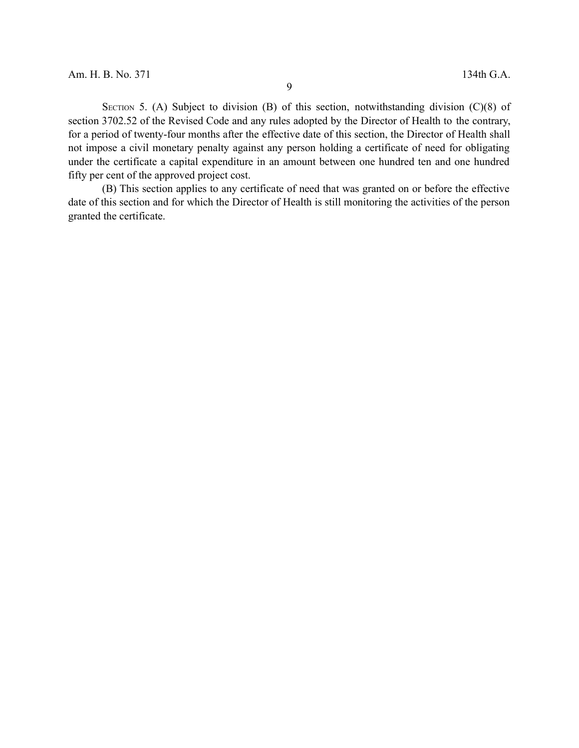SECTION 5. (A) Subject to division (B) of this section, notwithstanding division (C)(8) of section 3702.52 of the Revised Code and any rules adopted by the Director of Health to the contrary, for a period of twenty-four months after the effective date of this section, the Director of Health shall not impose a civil monetary penalty against any person holding a certificate of need for obligating under the certificate a capital expenditure in an amount between one hundred ten and one hundred fifty per cent of the approved project cost.

(B) This section applies to any certificate of need that was granted on or before the effective date of this section and for which the Director of Health is still monitoring the activities of the person granted the certificate.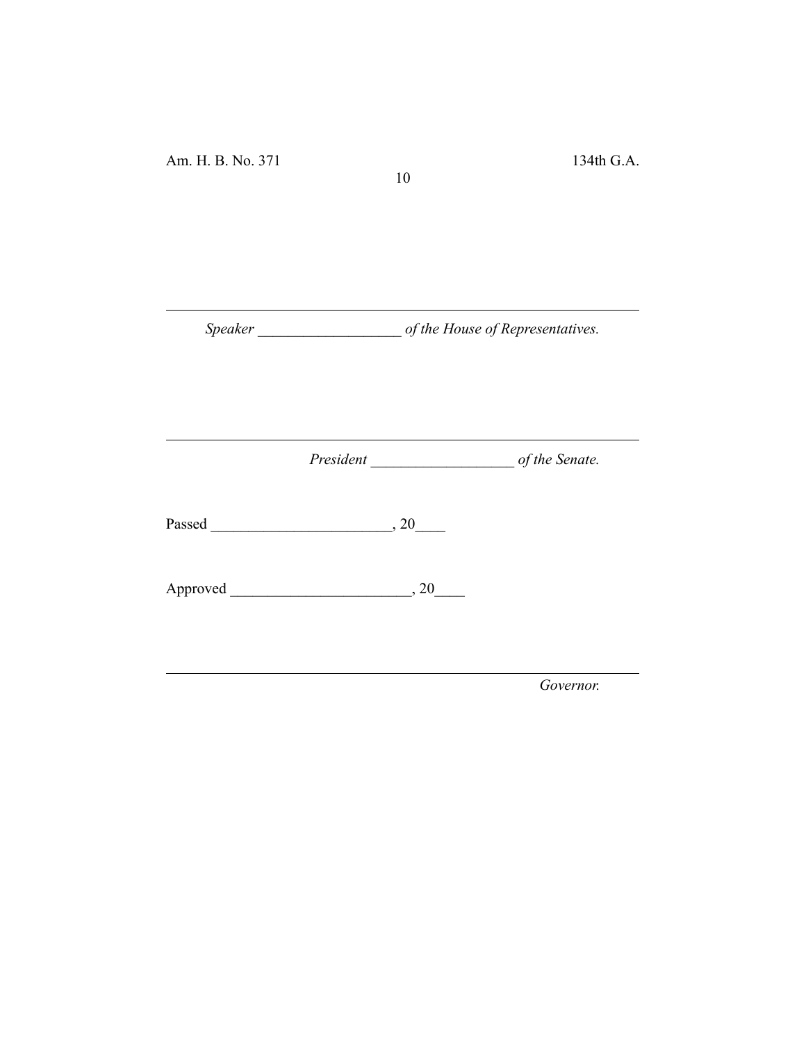_______________________________________________________________________

*Speaker* ___________________ *of the House of Representatives.*

_______________________________________________________________________

*President* ___________________ *of the Senate.*

Passed ________________________, 20____

Approved ________________________, 20____

_______________________________________________________________________

*Governor.*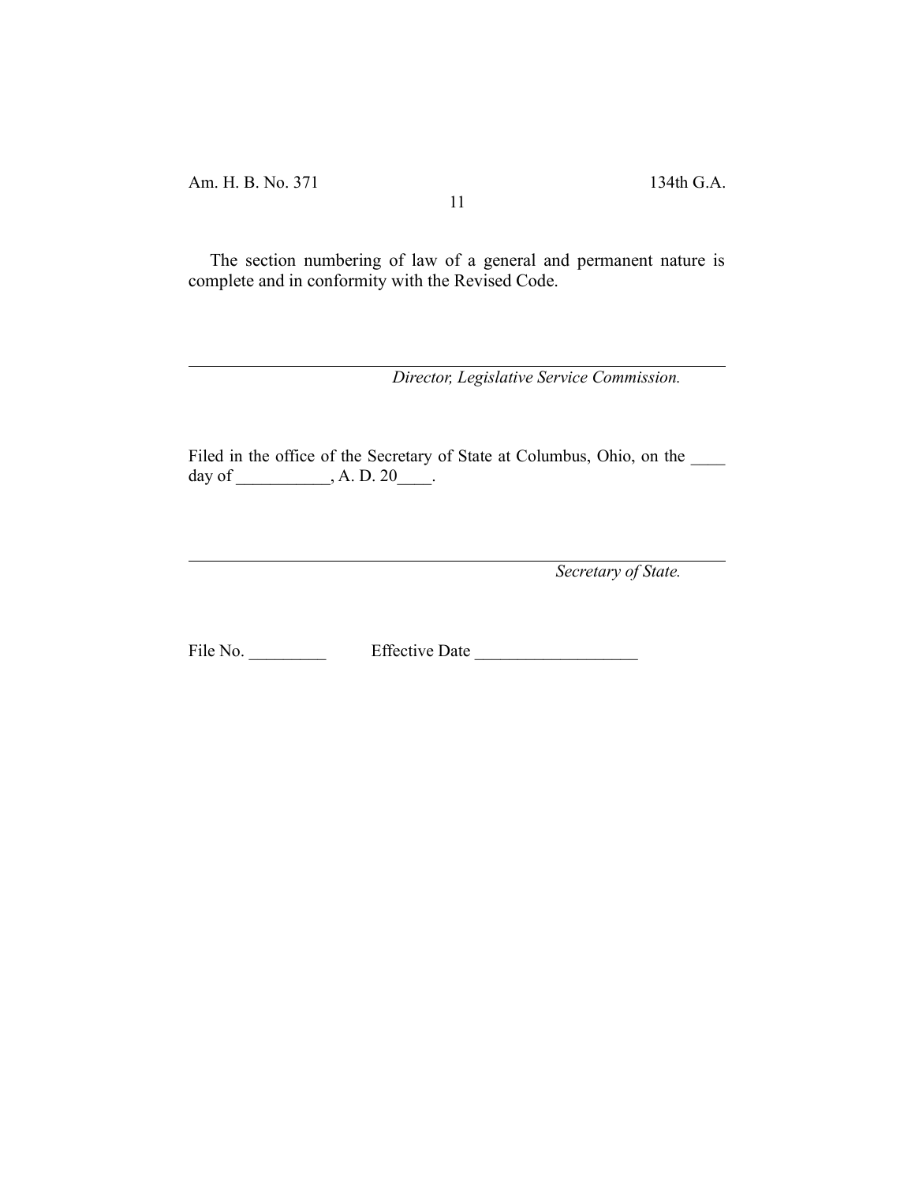The section numbering of law of a general and permanent nature is complete and in conformity with the Revised Code.

\_\_\_\_\_\_\_\_\_\_\_\_\_\_\_\_\_\_\_\_\_\_\_\_\_\_\_\_\_\_\_\_\_\_\_\_\_\_\_\_\_\_\_\_\_\_\_\_\_\_\_\_\_\_\_\_\_\_\_\_

*Director, Legislative Service Commission.*

Filed in the office of the Secretary of State at Columbus, Ohio, on the ____ day of ___________, A. D. 20____.

\_\_\_\_\_\_\_\_\_\_\_\_\_\_\_\_\_\_\_\_\_\_\_\_\_\_\_\_\_\_\_\_\_\_\_\_\_\_\_\_\_\_\_\_\_\_\_\_\_\_\_\_\_\_\_\_\_\_\_\_

*Secretary of State.*

File No. _________ Effective Date ___________________